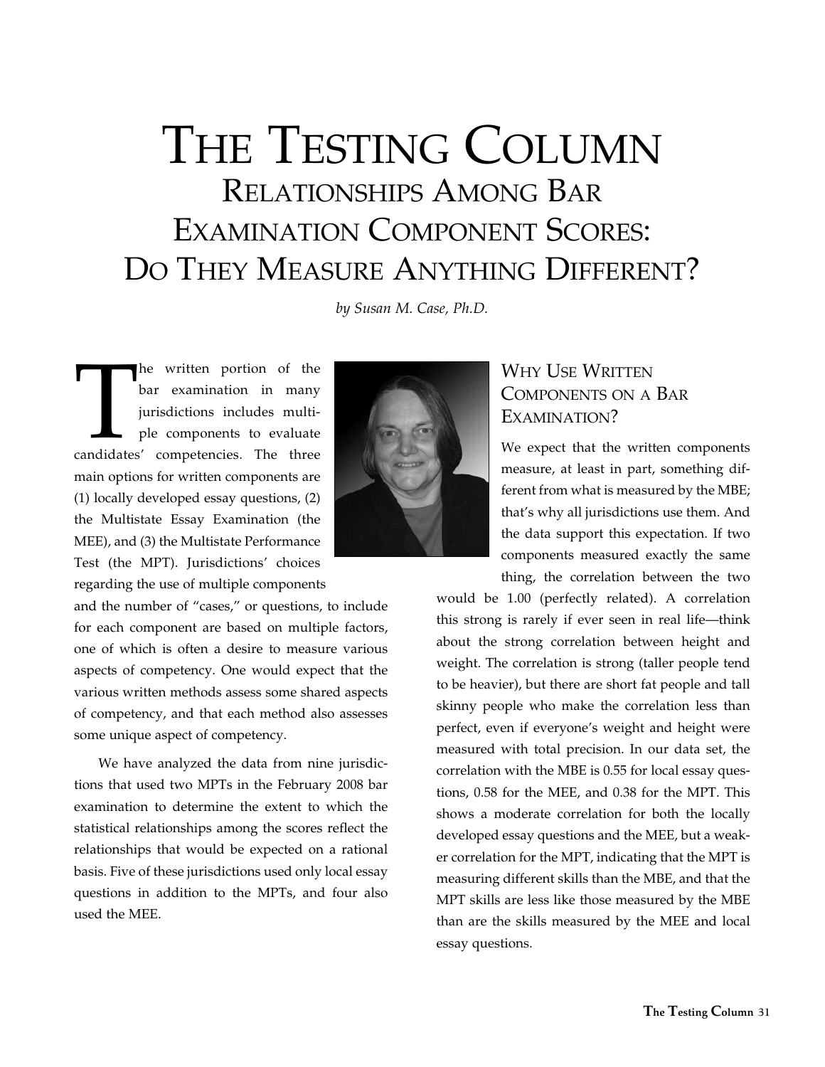# The Testing Column

## Relationships Among Bar Examination Component Scores: Do They Measure Anything Different?

*by Susan M. Case, Ph.D.*

The written portion of the bar examination in many jurisdictions includes multiple components to evaluate candidates' competencies. The three main options for written components are (1) locally developed essay questions, (2) the Multistate Essay Examination (the MEE), and (3) the Multistate Performance Test (the MPT). Jurisdictions' choices regarding the use of multiple components and the number of "cases," or questions, to include for each component are based on multiple factors, one of which is often a desire to measure various aspects of competency. One would expect that the various written methods assess some shared aspects of competency, and that each method also assesses some unique aspect of competency.

We have analyzed the data from nine jurisdictions that used two MPTs in the February 2008 bar examination to determine the extent to which the statistical relationships among the scores reflect the relationships that would be expected on a rational basis. Five of these jurisdictions used only local essay questions in addition to the MPTs, and four also used the MEE.

### Why Use Written Components on a Bar Examination?

We expect that the written components measure, at least in part, something different from what is measured by the MBE; that's why all jurisdictions use them. And the data support this expectation. If two components measured exactly the same thing, the correlation between the two would be 1.00 (perfectly related). A correlation this strong is rarely if ever seen in real life—think about the strong correlation between height and weight. The correlation is strong (taller people tend to be heavier), but there are short fat people and tall skinny people who make the correlation less than perfect, even if everyone's weight and height were measured with total precision. In our data set, the correlation with the MBE is 0.55 for local essay questions, 0.58 for the MEE, and 0.38 for the MPT. This shows a moderate correlation for both the locally developed essay questions and the MEE, but a weaker correlation for the MPT, indicating that the MPT is measuring different skills than the MBE, and that the MPT skills are less like those measured by the MBE than are the skills measured by the MEE and local essay questions.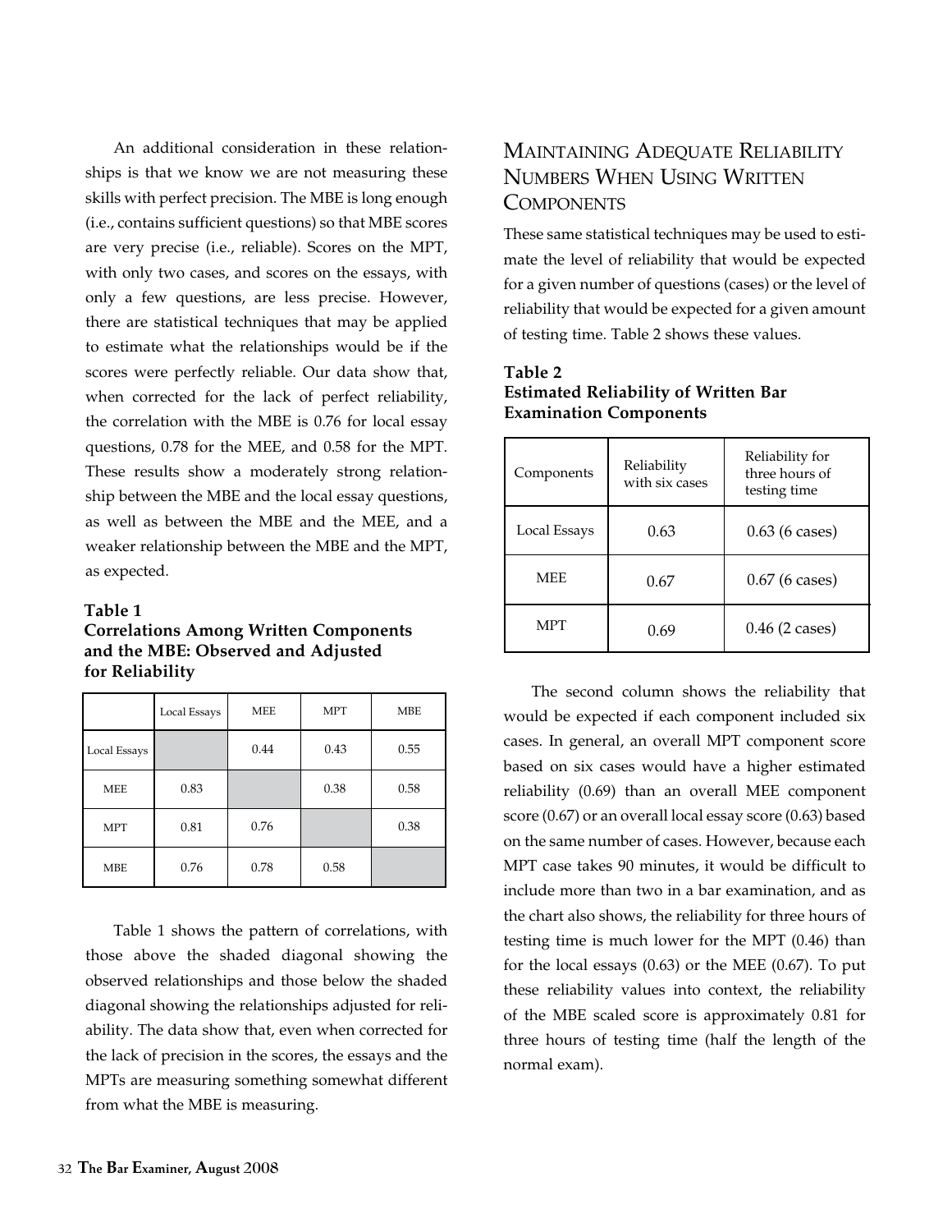An additional consideration in these relationships is that we know we are not measuring these skills with perfect precision. The MBE is long enough (i.e., contains sufficient questions) so that MBE scores are very precise (i.e., reliable). Scores on the MPT, with only two cases, and scores on the essays, with only a few questions, are less precise. However, there are statistical techniques that may be applied to estimate what the relationships would be if the scores were perfectly reliable. Our data show that, when corrected for the lack of perfect reliability, the correlation with the MBE is 0.76 for local essay questions, 0.78 for the MEE, and 0.58 for the MPT. These results show a moderately strong relationship between the MBE and the local essay questions, as well as between the MBE and the MEE, and a weaker relationship between the MBE and the MPT, as expected.

**Table 1**
**Correlations Among Written Components and the MBE: Observed and Adjusted for Reliability**

| | Local Essays | MEE | MPT | MBE |
|---|---|---|---|---|
| Local Essays | | 0.44 | 0.43 | 0.55 |
| MEE | 0.83 | | 0.38 | 0.58 |
| MPT | 0.81 | 0.76 | | 0.38 |
| MBE | 0.76 | 0.78 | 0.58 | |

Table 1 shows the pattern of correlations, with those above the shaded diagonal showing the observed relationships and those below the shaded diagonal showing the relationships adjusted for reliability. The data show that, even when corrected for the lack of precision in the scores, the essays and the MPTs are measuring something somewhat different from what the MBE is measuring.

## Maintaining Adequate Reliability Numbers When Using Written Components

These same statistical techniques may be used to estimate the level of reliability that would be expected for a given number of questions (cases) or the level of reliability that would be expected for a given amount of testing time. Table 2 shows these values.

**Table 2**
**Estimated Reliability of Written Bar Examination Components**

| Components | Reliability with six cases | Reliability for three hours of testing time |
|---|---|---|
| Local Essays | 0.63 | 0.63 (6 cases) |
| MEE | 0.67 | 0.67 (6 cases) |
| MPT | 0.69 | 0.46 (2 cases) |

The second column shows the reliability that would be expected if each component included six cases. In general, an overall MPT component score based on six cases would have a higher estimated reliability (0.69) than an overall MEE component score (0.67) or an overall local essay score (0.63) based on the same number of cases. However, because each MPT case takes 90 minutes, it would be difficult to include more than two in a bar examination, and as the chart also shows, the reliability for three hours of testing time is much lower for the MPT (0.46) than for the local essays (0.63) or the MEE (0.67). To put these reliability values into context, the reliability of the MBE scaled score is approximately 0.81 for three hours of testing time (half the length of the normal exam).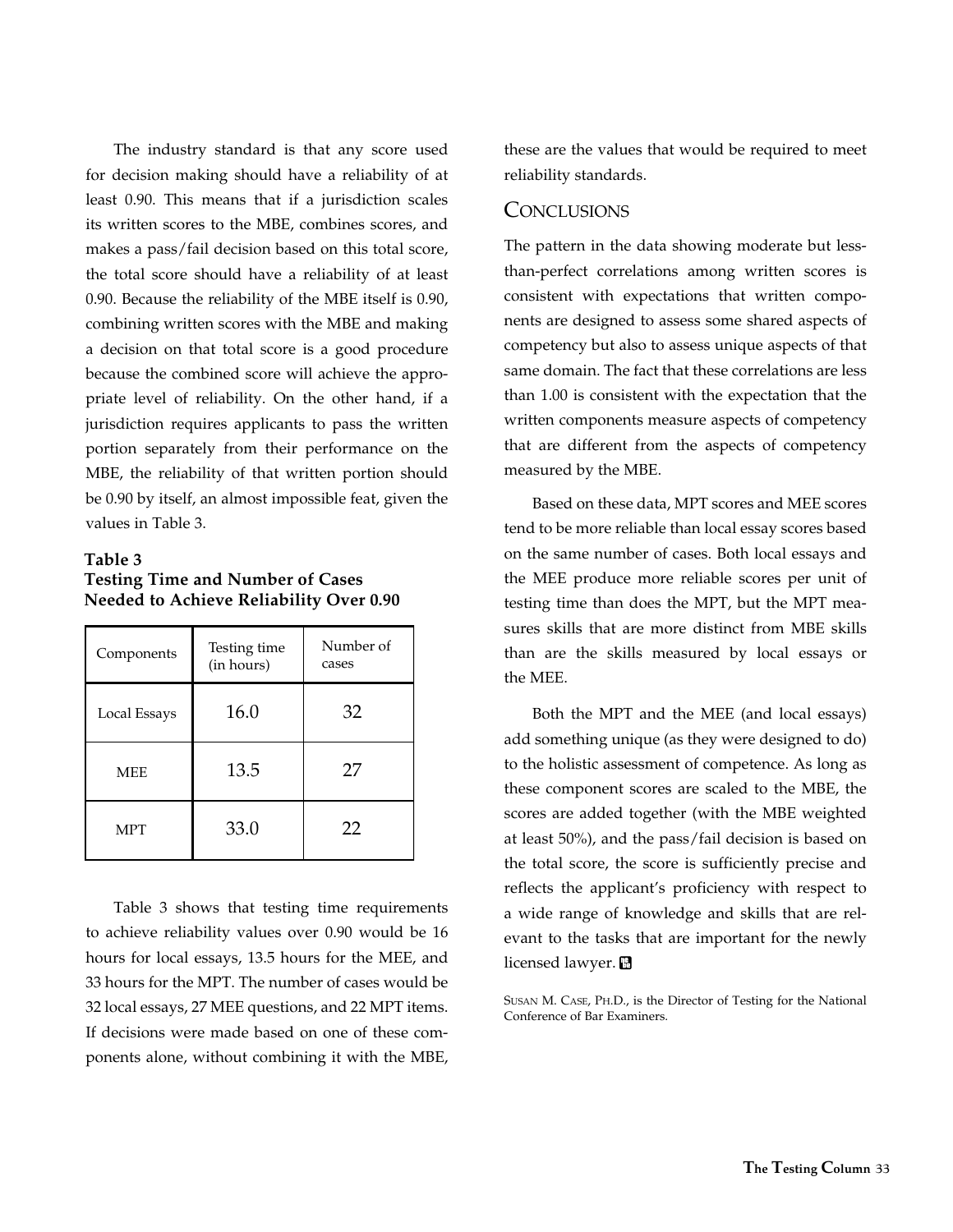The industry standard is that any score used for decision making should have a reliability of at least 0.90. This means that if a jurisdiction scales its written scores to the MBE, combines scores, and makes a pass/fail decision based on this total score, the total score should have a reliability of at least 0.90. Because the reliability of the MBE itself is 0.90, combining written scores with the MBE and making a decision on that total score is a good procedure because the combined score will achieve the appropriate level of reliability. On the other hand, if a jurisdiction requires applicants to pass the written portion separately from their performance on the MBE, the reliability of that written portion should be 0.90 by itself, an almost impossible feat, given the values in Table 3.

**Table 3**
**Testing Time and Number of Cases Needed to Achieve Reliability Over 0.90**

| Components | Testing time (in hours) | Number of cases |
|---|---|---|
| Local Essays | 16.0 | 32 |
| MEE | 13.5 | 27 |
| MPT | 33.0 | 22 |

Table 3 shows that testing time requirements to achieve reliability values over 0.90 would be 16 hours for local essays, 13.5 hours for the MEE, and 33 hours for the MPT. The number of cases would be 32 local essays, 27 MEE questions, and 22 MPT items. If decisions were made based on one of these components alone, without combining it with the MBE, these are the values that would be required to meet reliability standards.

## Conclusions

The pattern in the data showing moderate but less-than-perfect correlations among written scores is consistent with expectations that written components are designed to assess some shared aspects of competency but also to assess unique aspects of that same domain. The fact that these correlations are less than 1.00 is consistent with the expectation that the written components measure aspects of competency that are different from the aspects of competency measured by the MBE.

Based on these data, MPT scores and MEE scores tend to be more reliable than local essay scores based on the same number of cases. Both local essays and the MEE produce more reliable scores per unit of testing time than does the MPT, but the MPT measures skills that are more distinct from MBE skills than are the skills measured by local essays or the MEE.

Both the MPT and the MEE (and local essays) add something unique (as they were designed to do) to the holistic assessment of competence. As long as these component scores are scaled to the MBE, the scores are added together (with the MBE weighted at least 50%), and the pass/fail decision is based on the total score, the score is sufficiently precise and reflects the applicant's proficiency with respect to a wide range of knowledge and skills that are relevant to the tasks that are important for the newly licensed lawyer.

Susan M. Case, Ph.D., is the Director of Testing for the National Conference of Bar Examiners.